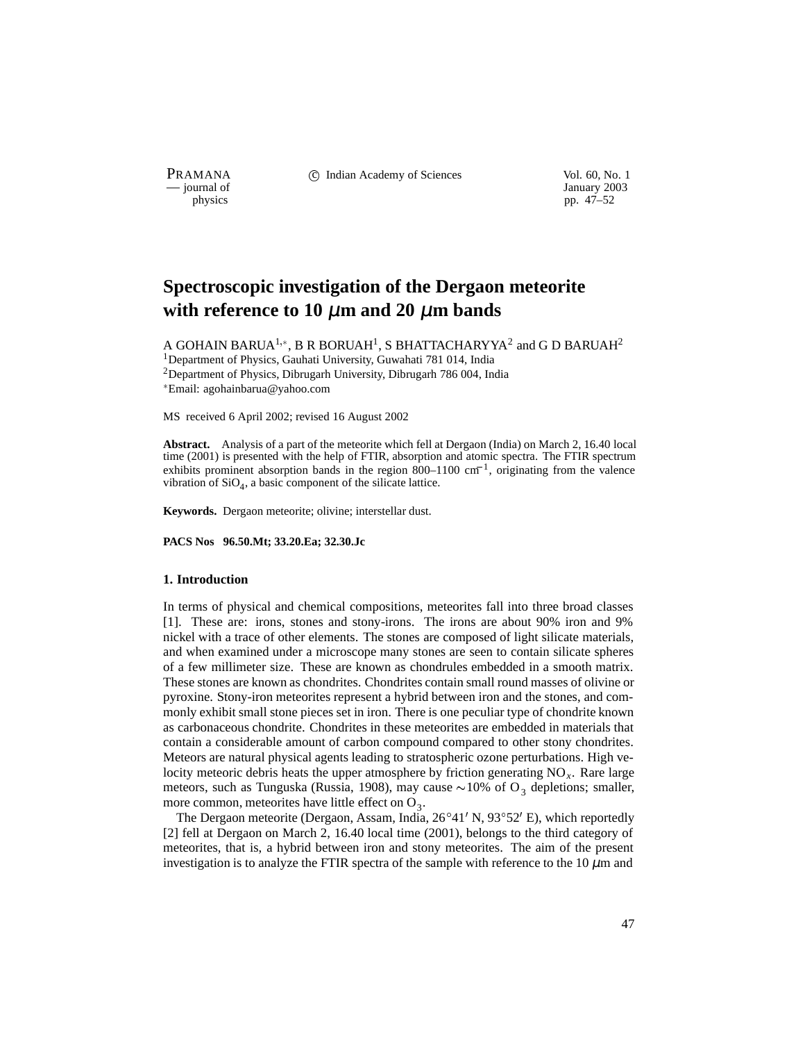# Spectroscopic investigation of the Dergaon meteorite with reference to 10 $\mu$m and 20 $\mu$m bands

A GOHAIN BARUA[1,*], B R BORUAH[1], S BHATTACHARYYA[2] and G D BARUAH[2]

[1]Department of Physics, Gauhati University, Guwahati 781 014, India

[2]Department of Physics, Dibrugarh University, Dibrugarh 786 004, India

[*]Email: agohainbarua@yahoo.com

MS received 6 April 2002; revised 16 August 2002

**Abstract.** Analysis of a part of the meteorite which fell at Dergaon (India) on March 2, 16.40 local time (2001) is presented with the help of FTIR, absorption and atomic spectra. The FTIR spectrum exhibits prominent absorption bands in the region 800–1100 cm$^{-1}$, originating from the valence vibration of $SiO_4$, a basic component of the silicate lattice.

**Keywords.** Dergaon meteorite; olivine; interstellar dust.

**PACS Nos 96.50.Mt; 33.20.Ea; 32.30.Jc**

## 1. Introduction

In terms of physical and chemical compositions, meteorites fall into three broad classes [1]. These are: irons, stones and stony-irons. The irons are about 90% iron and 9% nickel with a trace of other elements. The stones are composed of light silicate materials, and when examined under a microscope many stones are seen to contain silicate spheres of a few millimeter size. These are known as chondrules embedded in a smooth matrix. These stones are known as chondrites. Chondrites contain small round masses of olivine or pyroxine. Stony-iron meteorites represent a hybrid between iron and the stones, and commonly exhibit small stone pieces set in iron. There is one peculiar type of chondrite known as carbonaceous chondrite. Chondrites in these meteorites are embedded in materials that contain a considerable amount of carbon compound compared to other stony chondrites. Meteors are natural physical agents leading to stratospheric ozone perturbations. High velocity meteoric debris heats the upper atmosphere by friction generating $NO_x$. Rare large meteors, such as Tunguska (Russia, 1908), may cause $\sim$10% of $O_3$ depletions; smaller, more common, meteorites have little effect on $O_3$.

The Dergaon meteorite (Dergaon, Assam, India, 26°41′ N, 93°52′ E), which reportedly [2] fell at Dergaon on March 2, 16.40 local time (2001), belongs to the third category of meteorites, that is, a hybrid between iron and stony meteorites. The aim of the present investigation is to analyze the FTIR spectra of the sample with reference to the 10 $\mu$m and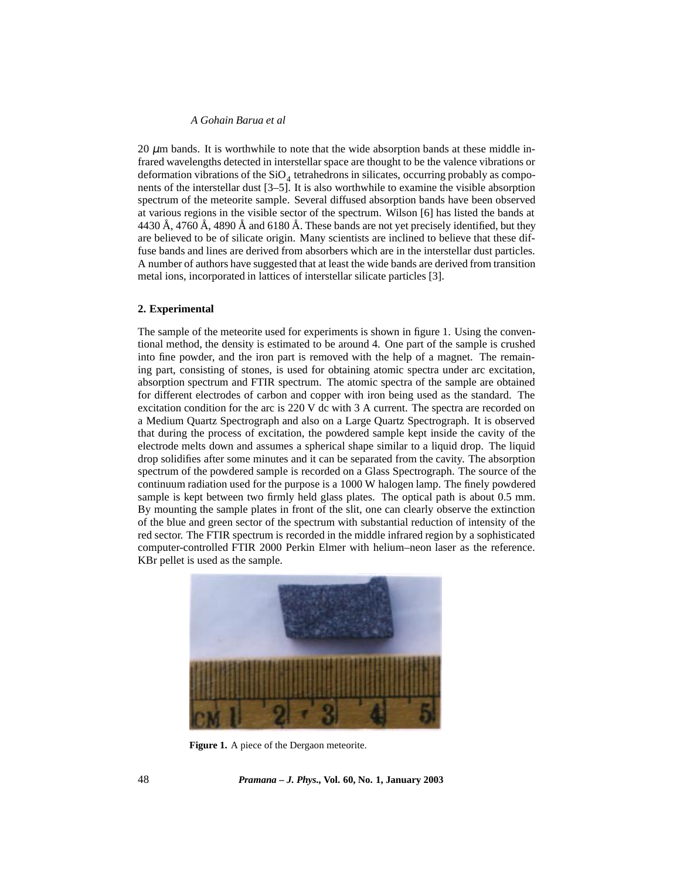20 $\mu$m bands. It is worthwhile to note that the wide absorption bands at these middle infrared wavelengths detected in interstellar space are thought to be the valence vibrations or deformation vibrations of the $SiO_4$ tetrahedrons in silicates, occurring probably as components of the interstellar dust [3–5]. It is also worthwhile to examine the visible absorption spectrum of the meteorite sample. Several diffused absorption bands have been observed at various regions in the visible sector of the spectrum. Wilson [6] has listed the bands at 4430 Å, 4760 Å, 4890 Å and 6180 Å. These bands are not yet precisely identified, but they are believed to be of silicate origin. Many scientists are inclined to believe that these diffuse bands and lines are derived from absorbers which are in the interstellar dust particles. A number of authors have suggested that at least the wide bands are derived from transition metal ions, incorporated in lattices of interstellar silicate particles [3].

## 2. Experimental

The sample of the meteorite used for experiments is shown in figure 1. Using the conventional method, the density is estimated to be around 4. One part of the sample is crushed into fine powder, and the iron part is removed with the help of a magnet. The remaining part, consisting of stones, is used for obtaining atomic spectra under arc excitation, absorption spectrum and FTIR spectrum. The atomic spectra of the sample are obtained for different electrodes of carbon and copper with iron being used as the standard. The excitation condition for the arc is 220 V dc with 3 A current. The spectra are recorded on a Medium Quartz Spectrograph and also on a Large Quartz Spectrograph. It is observed that during the process of excitation, the powdered sample kept inside the cavity of the electrode melts down and assumes a spherical shape similar to a liquid drop. The liquid drop solidifies after some minutes and it can be separated from the cavity. The absorption spectrum of the powdered sample is recorded on a Glass Spectrograph. The source of the continuum radiation used for the purpose is a 1000 W halogen lamp. The finely powdered sample is kept between two firmly held glass plates. The optical path is about 0.5 mm. By mounting the sample plates in front of the slit, one can clearly observe the extinction of the blue and green sector of the spectrum with substantial reduction of intensity of the red sector. The FTIR spectrum is recorded in the middle infrared region by a sophisticated computer-controlled FTIR 2000 Perkin Elmer with helium–neon laser as the reference. KBr pellet is used as the sample.

**Figure 1.** A piece of the Dergaon meteorite.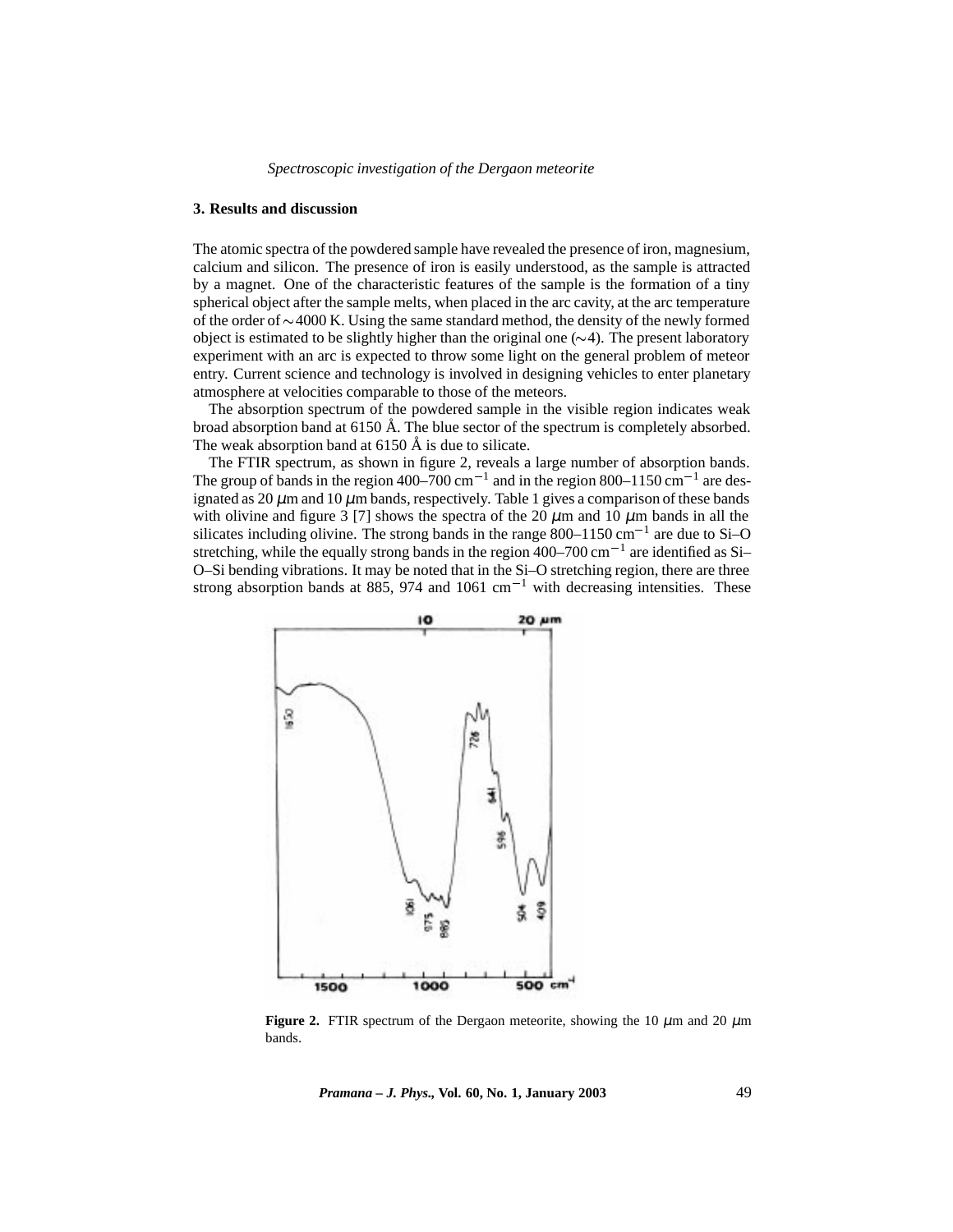## 3. Results and discussion

The atomic spectra of the powdered sample have revealed the presence of iron, magnesium, calcium and silicon. The presence of iron is easily understood, as the sample is attracted by a magnet. One of the characteristic features of the sample is the formation of a tiny spherical object after the sample melts, when placed in the arc cavity, at the arc temperature of the order of $\sim$4000 K. Using the same standard method, the density of the newly formed object is estimated to be slightly higher than the original one ($\sim$4). The present laboratory experiment with an arc is expected to throw some light on the general problem of meteor entry. Current science and technology is involved in designing vehicles to enter planetary atmosphere at velocities comparable to those of the meteors.

The absorption spectrum of the powdered sample in the visible region indicates weak broad absorption band at 6150 Å. The blue sector of the spectrum is completely absorbed. The weak absorption band at 6150 Å is due to silicate.

The FTIR spectrum, as shown in figure 2, reveals a large number of absorption bands. The group of bands in the region 400–700 $cm^{-1}$ and in the region 800–1150 $cm^{-1}$ are designated as 20 $\mu$m and 10 $\mu$m bands, respectively. Table 1 gives a comparison of these bands with olivine and figure 3 [7] shows the spectra of the 20 $\mu$m and 10 $\mu$m bands in all the silicates including olivine. The strong bands in the range 800–1150 $cm^{-1}$ are due to Si–O stretching, while the equally strong bands in the region 400–700 $cm^{-1}$ are identified as Si–O–Si bending vibrations. It may be noted that in the Si–O stretching region, there are three strong absorption bands at 885, 974 and 1061 $cm^{-1}$ with decreasing intensities. These

**Figure 2.** FTIR spectrum of the Dergaon meteorite, showing the 10 $\mu$m and 20 $\mu$m bands.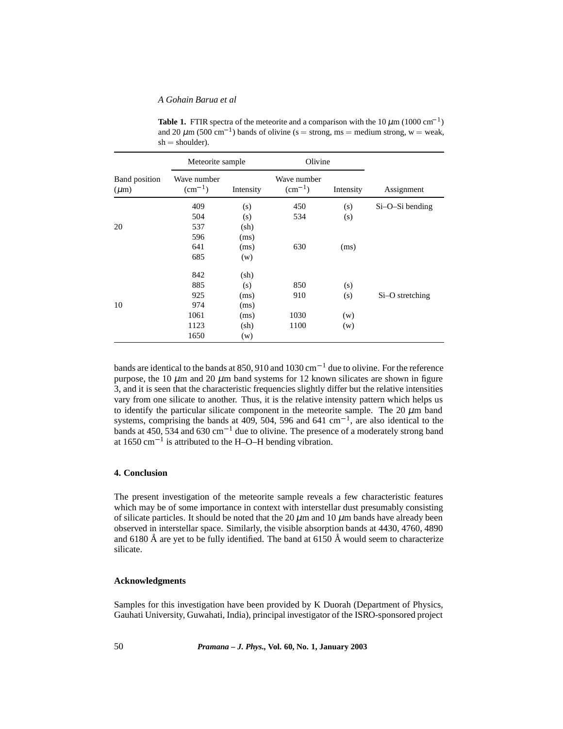**Table 1.** FTIR spectra of the meteorite and a comparison with the 10 $\mu$m (1000 cm$^{-1}$) and 20 $\mu$m (500 cm$^{-1}$) bands of olivine (s = strong, ms = medium strong, w = weak, sh = shoulder).

| | Meteorite sample | | Olivine | | |
|---|---|---|---|---|---|
| Band position ($\mu$m) | Wave number (cm$^{-1}$) | Intensity | Wave number (cm$^{-1}$) | Intensity | Assignment |
| | 409 | (s) | 450 | (s) | Si–O–Si bending |
| | 504 | (s) | 534 | (s) | |
| 20 | 537 | (sh) | | | |
| | 596 | (ms) | | | |
| | 641 | (ms) | 630 | (ms) | |
| | 685 | (w) | | | |
| | 842 | (sh) | | | |
| | 885 | (s) | 850 | (s) | |
| | 925 | (ms) | 910 | (s) | Si–O stretching |
| 10 | 974 | (ms) | | | |
| | 1061 | (ms) | 1030 | (w) | |
| | 1123 | (sh) | 1100 | (w) | |
| | 1650 | (w) | | | |

bands are identical to the bands at 850, 910 and 1030 cm$^{-1}$ due to olivine. For the reference purpose, the 10 $\mu$m and 20 $\mu$m band systems for 12 known silicates are shown in figure 3, and it is seen that the characteristic frequencies slightly differ but the relative intensities vary from one silicate to another. Thus, it is the relative intensity pattern which helps us to identify the particular silicate component in the meteorite sample. The 20 $\mu$m band systems, comprising the bands at 409, 504, 596 and 641 cm$^{-1}$, are also identical to the bands at 450, 534 and 630 cm$^{-1}$ due to olivine. The presence of a moderately strong band at 1650 cm$^{-1}$ is attributed to the H–O–H bending vibration.

## 4. Conclusion

The present investigation of the meteorite sample reveals a few characteristic features which may be of some importance in context with interstellar dust presumably consisting of silicate particles. It should be noted that the 20 $\mu$m and 10 $\mu$m bands have already been observed in interstellar space. Similarly, the visible absorption bands at 4430, 4760, 4890 and 6180 Å are yet to be fully identified. The band at 6150 Å would seem to characterize silicate.

## Acknowledgments

Samples for this investigation have been provided by K Duorah (Department of Physics, Gauhati University, Guwahati, India), principal investigator of the ISRO-sponsored project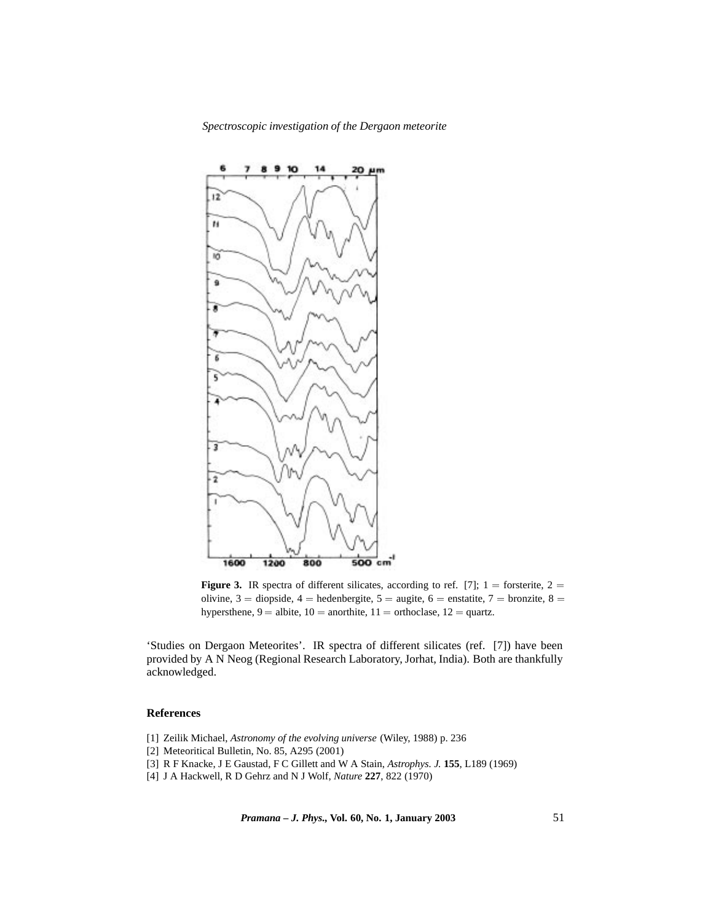**Figure 3.** IR spectra of different silicates, according to ref. [7]; 1 = forsterite, 2 = olivine, 3 = diopside, 4 = hedenbergite, 5 = augite, 6 = enstatite, 7 = bronzite, 8 = hypersthene, 9 = albite, 10 = anorthite, 11 = orthoclase, 12 = quartz.

'Studies on Dergaon Meteorites'. IR spectra of different silicates (ref. [7]) have been provided by A N Neog (Regional Research Laboratory, Jorhat, India). Both are thankfully acknowledged.

## References

[1] Zeilik Michael, *Astronomy of the evolving universe* (Wiley, 1988) p. 236

[2] Meteoritical Bulletin, No. 85, A295 (2001)

[3] R F Knacke, J E Gaustad, F C Gillett and W A Stain, *Astrophys. J.* **155**, L189 (1969)

[4] J A Hackwell, R D Gehrz and N J Wolf, *Nature* **227**, 822 (1970)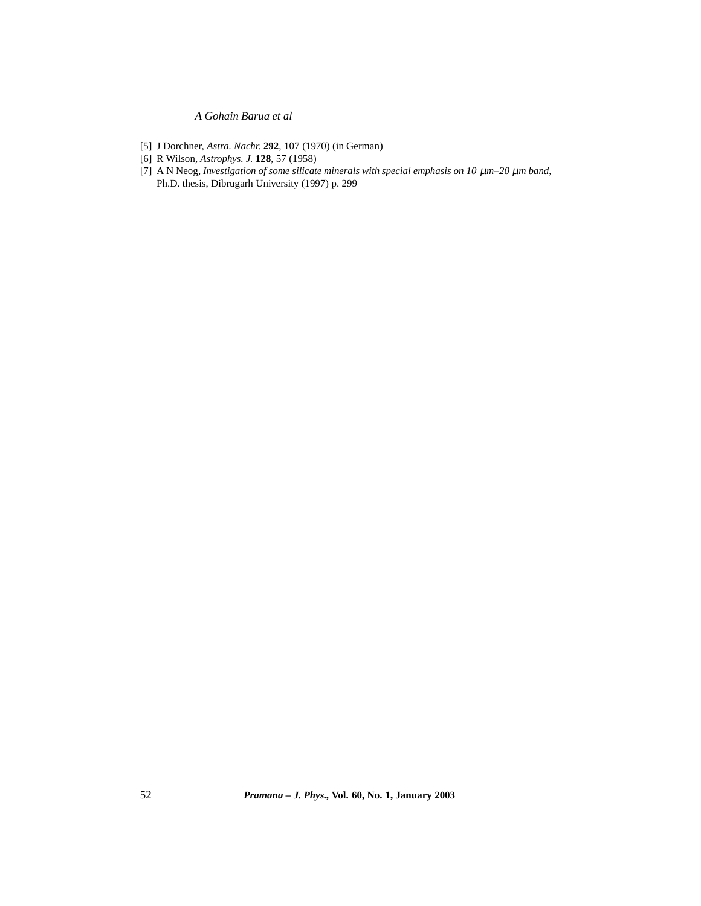[5] J Dorchner, *Astra. Nachr.* **292**, 107 (1970) (in German)

[6] R Wilson, *Astrophys. J.* **128**, 57 (1958)

[7] A N Neog, *Investigation of some silicate minerals with special emphasis on 10 μm–20 μm band*, Ph.D. thesis, Dibrugarh University (1997) p. 299